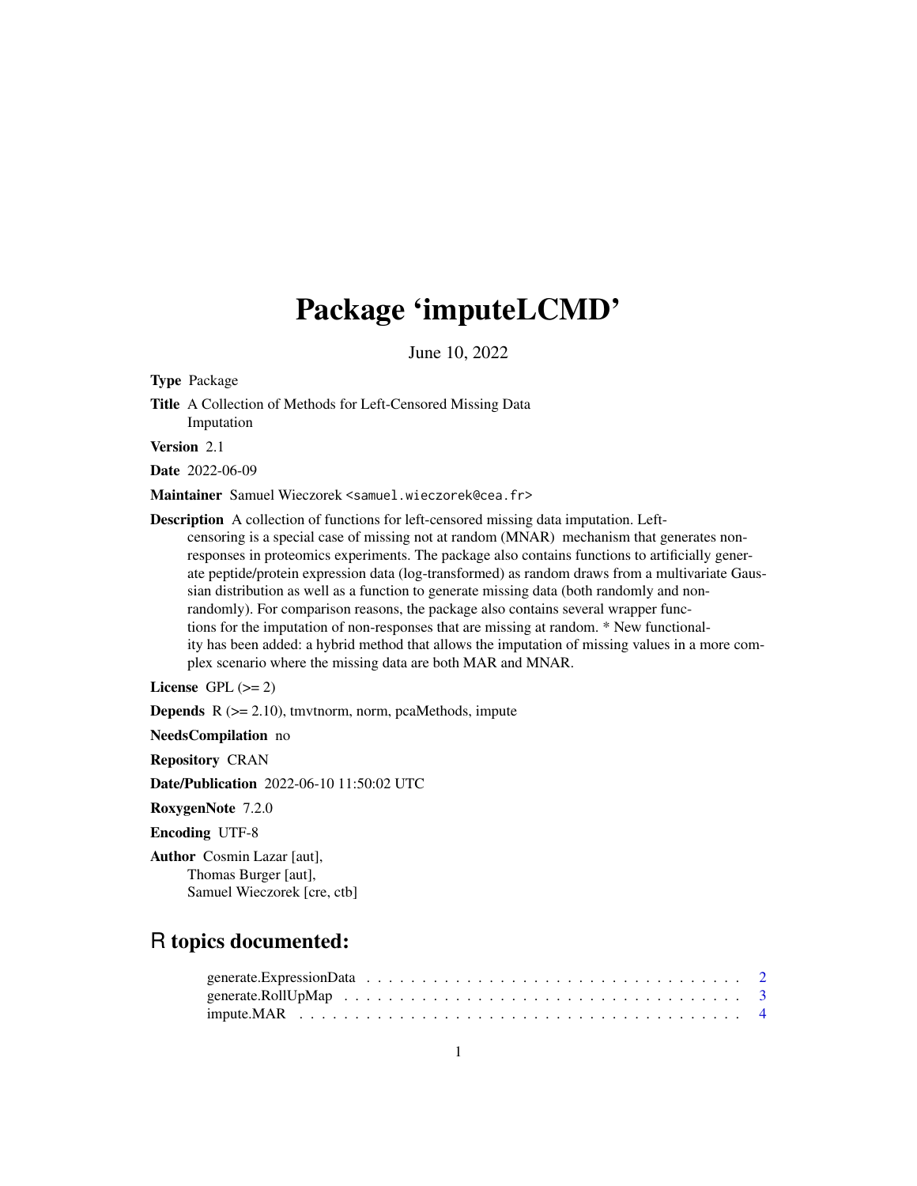# Package 'imputeLCMD'

June 10, 2022

**Type** Package

**Title** A Collection of Methods for Left-Censored Missing Data Imputation

**Version** 2.1

**Date** 2022-06-09

**Maintainer** Samuel Wieczorek <samuel.wieczorek@cea.fr>

**Description** A collection of functions for left-censored missing data imputation. Left-censoring is a special case of missing not at random (MNAR) mechanism that generates non-responses in proteomics experiments. The package also contains functions to artificially generate peptide/protein expression data (log-transformed) as random draws from a multivariate Gaussian distribution as well as a function to generate missing data (both randomly and non-randomly). For comparison reasons, the package also contains several wrapper functions for the imputation of non-responses that are missing at random. * New functionality has been added: a hybrid method that allows the imputation of missing values in a more complex scenario where the missing data are both MAR and MNAR.

**License** GPL (>= 2)

**Depends** R (>= 2.10), tmvtnorm, norm, pcaMethods, impute

**NeedsCompilation** no

**Repository** CRAN

**Date/Publication** 2022-06-10 11:50:02 UTC

**RoxygenNote** 7.2.0

**Encoding** UTF-8

**Author** Cosmin Lazar [aut],
Thomas Burger [aut],
Samuel Wieczorek [cre, ctb]

## R topics documented:

generate.ExpressionData . . . . . . . . . . . . . . . . . . . . . . . . . . . . . . . . . . 2
generate.RollUpMap . . . . . . . . . . . . . . . . . . . . . . . . . . . . . . . . . . . . 3
impute.MAR . . . . . . . . . . . . . . . . . . . . . . . . . . . . . . . . . . . . . . . . 4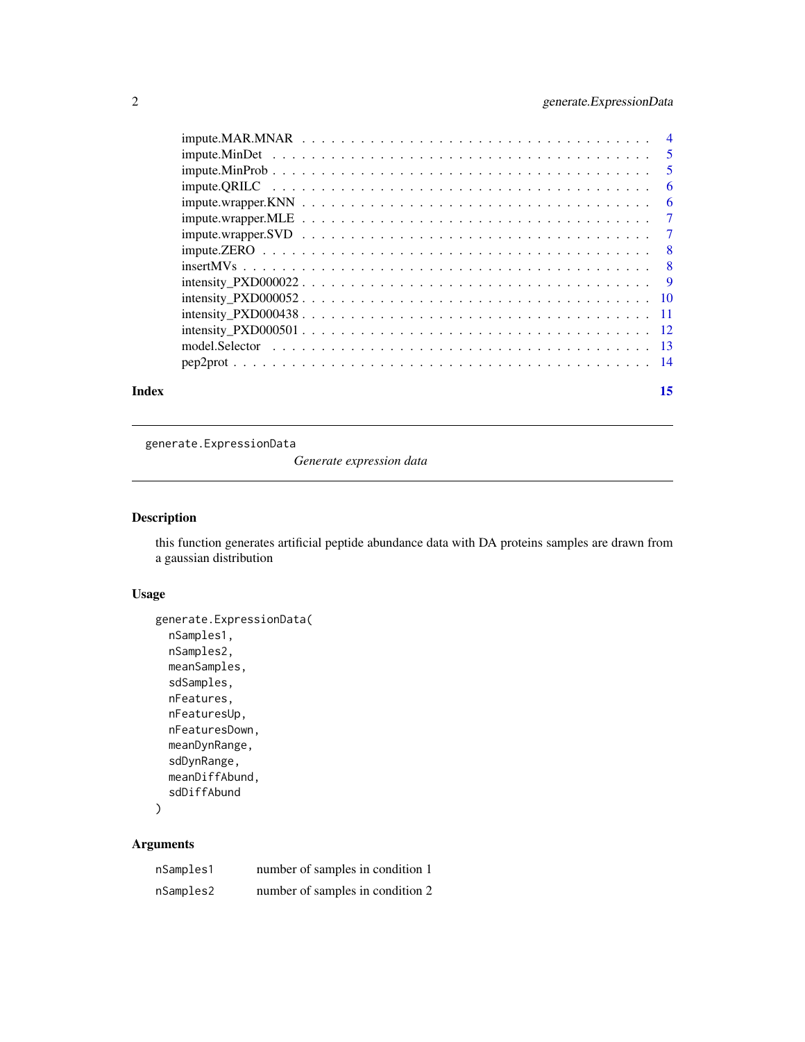impute.MAR.MNAR . . . . . . . . . . . . . . . . . . . . . . . . . . . . . . . . 4
impute.MinDet . . . . . . . . . . . . . . . . . . . . . . . . . . . . . . . . . . 5
impute.MinProb . . . . . . . . . . . . . . . . . . . . . . . . . . . . . . . . . 5
impute.QRILC . . . . . . . . . . . . . . . . . . . . . . . . . . . . . . . . . . 6
impute.wrapper.KNN . . . . . . . . . . . . . . . . . . . . . . . . . . . . . . . 6
impute.wrapper.MLE . . . . . . . . . . . . . . . . . . . . . . . . . . . . . . . 7
impute.wrapper.SVD . . . . . . . . . . . . . . . . . . . . . . . . . . . . . . . 7
impute.ZERO . . . . . . . . . . . . . . . . . . . . . . . . . . . . . . . . . . . 8
insertMVs . . . . . . . . . . . . . . . . . . . . . . . . . . . . . . . . . . . . 8
intensity_PXD000022 . . . . . . . . . . . . . . . . . . . . . . . . . . . . . . 9
intensity_PXD000052 . . . . . . . . . . . . . . . . . . . . . . . . . . . . . . 10
intensity_PXD000438 . . . . . . . . . . . . . . . . . . . . . . . . . . . . . . 11
intensity_PXD000501 . . . . . . . . . . . . . . . . . . . . . . . . . . . . . . 12
model.Selector . . . . . . . . . . . . . . . . . . . . . . . . . . . . . . . . . 13
pep2prot . . . . . . . . . . . . . . . . . . . . . . . . . . . . . . . . . . . . 14

**Index** 15

---

`generate.ExpressionData` *Generate expression data*

---

## Description

this function generates artificial peptide abundance data with DA proteins samples are drawn from a gaussian distribution

## Usage

```
generate.ExpressionData(
  nSamples1,
  nSamples2,
  meanSamples,
  sdSamples,
  nFeatures,
  nFeaturesUp,
  nFeaturesDown,
  meanDynRange,
  sdDynRange,
  meanDiffAbund,
  sdDiffAbund
)
```

## Arguments

| | |
|---|---|
| `nSamples1` | number of samples in condition 1 |
| `nSamples2` | number of samples in condition 2 |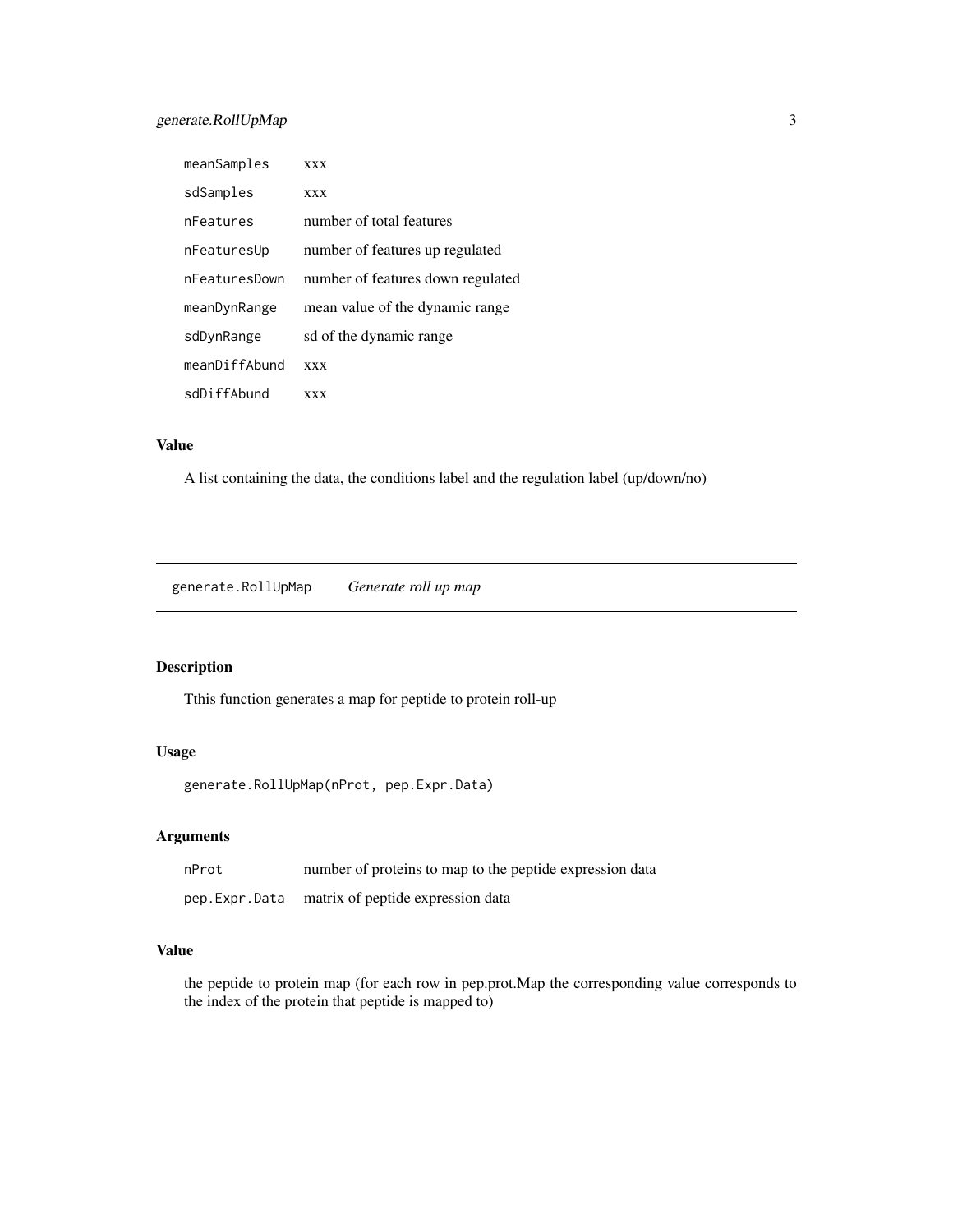| | |
|---|---|
| meanSamples | xxx |
| sdSamples | xxx |
| nFeatures | number of total features |
| nFeaturesUp | number of features up regulated |
| nFeaturesDown | number of features down regulated |
| meanDynRange | mean value of the dynamic range |
| sdDynRange | sd of the dynamic range |
| meanDiffAbund | xxx |
| sdDiffAbund | xxx |

### Value

A list containing the data, the conditions label and the regulation label (up/down/no)

---

## generate.RollUpMap *Generate roll up map*

### Description

Tthis function generates a map for peptide to protein roll-up

### Usage

```
generate.RollUpMap(nProt, pep.Expr.Data)
```

### Arguments

| | |
|---|---|
| nProt | number of proteins to map to the peptide expression data |
| pep.Expr.Data | matrix of peptide expression data |

### Value

the peptide to protein map (for each row in pep.prot.Map the corresponding value corresponds to the index of the protein that peptide is mapped to)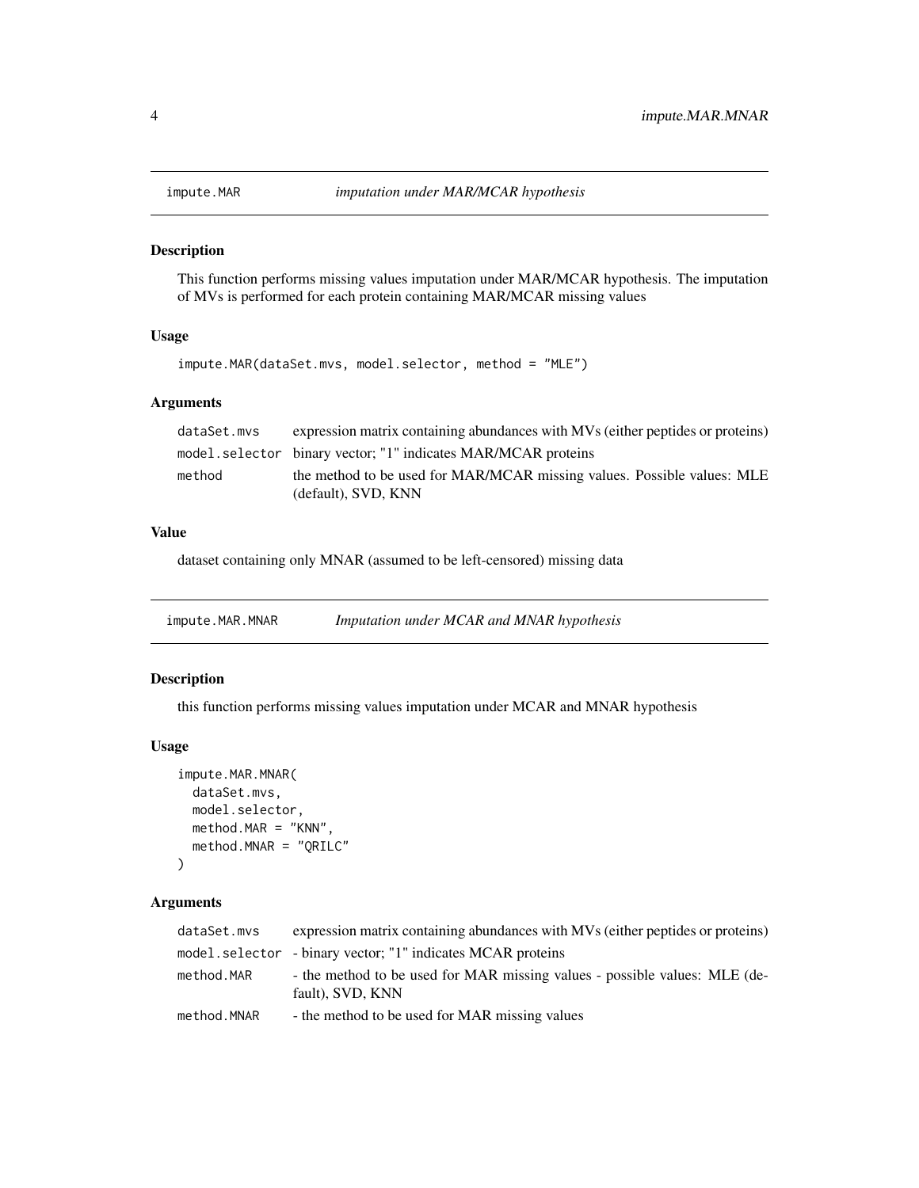## impute.MAR *imputation under MAR/MCAR hypothesis*

### Description

This function performs missing values imputation under MAR/MCAR hypothesis. The imputation of MVs is performed for each protein containing MAR/MCAR missing values

### Usage

```
impute.MAR(dataSet.mvs, model.selector, method = "MLE")
```

### Arguments

| | |
|---|---|
| dataSet.mvs | expression matrix containing abundances with MVs (either peptides or proteins) |
| model.selector | binary vector; "1" indicates MAR/MCAR proteins |
| method | the method to be used for MAR/MCAR missing values. Possible values: MLE (default), SVD, KNN |

### Value

dataset containing only MNAR (assumed to be left-censored) missing data

## impute.MAR.MNAR *Imputation under MCAR and MNAR hypothesis*

### Description

this function performs missing values imputation under MCAR and MNAR hypothesis

### Usage

```
impute.MAR.MNAR(
  dataSet.mvs,
  model.selector,
  method.MAR = "KNN",
  method.MNAR = "QRILC"
)
```

### Arguments

| | |
|---|---|
| dataSet.mvs | expression matrix containing abundances with MVs (either peptides or proteins) |
| model.selector | - binary vector; "1" indicates MCAR proteins |
| method.MAR | - the method to be used for MAR missing values - possible values: MLE (default), SVD, KNN |
| method.MNAR | - the method to be used for MAR missing values |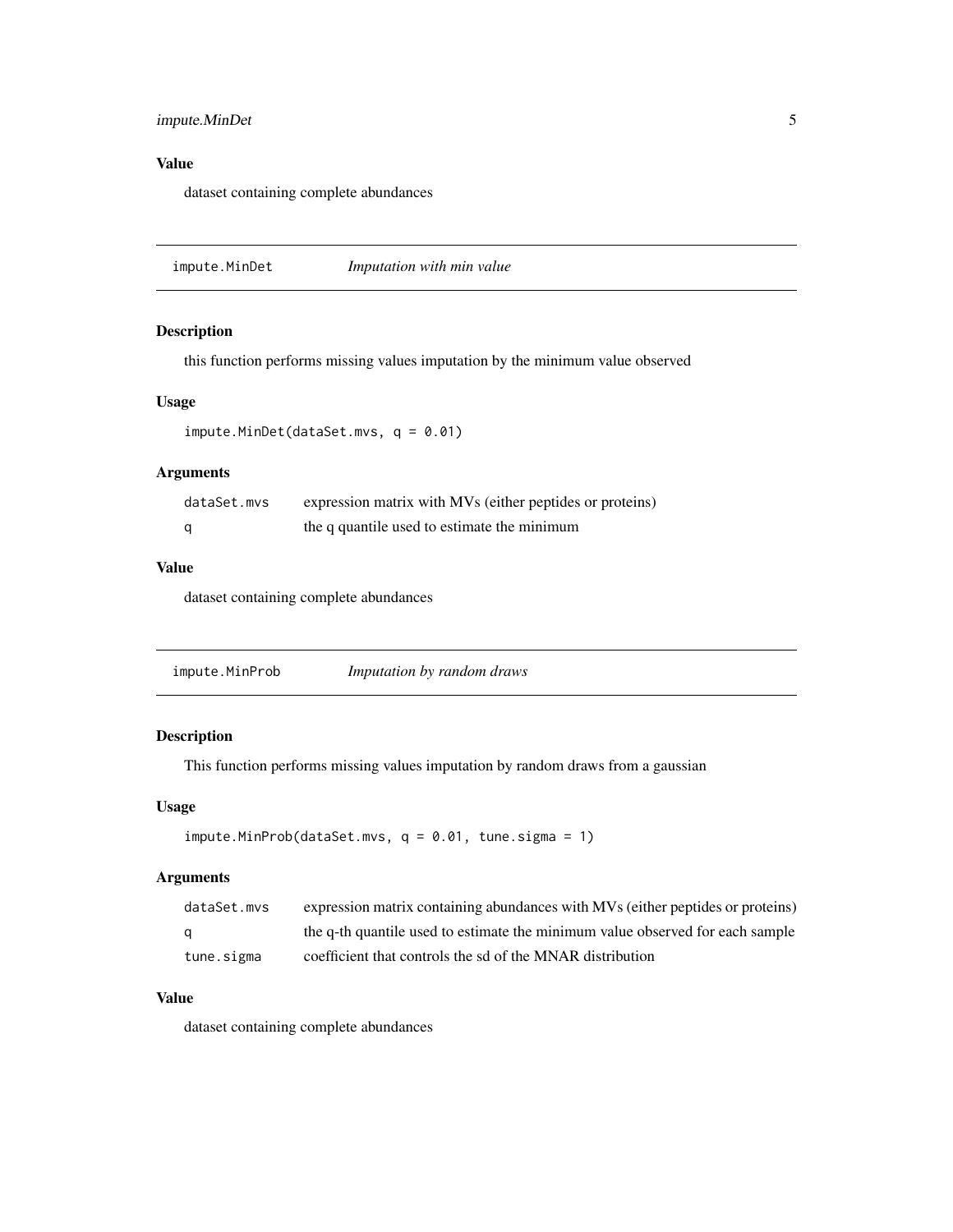### Value

dataset containing complete abundances

## impute.MinDet *Imputation with min value*

### Description

this function performs missing values imputation by the minimum value observed

### Usage

```
impute.MinDet(dataSet.mvs, q = 0.01)
```

### Arguments

| | |
|---|---|
| dataSet.mvs | expression matrix with MVs (either peptides or proteins) |
| q | the q quantile used to estimate the minimum |

### Value

dataset containing complete abundances

## impute.MinProb *Imputation by random draws*

### Description

This function performs missing values imputation by random draws from a gaussian

### Usage

```
impute.MinProb(dataSet.mvs, q = 0.01, tune.sigma = 1)
```

### Arguments

| | |
|---|---|
| dataSet.mvs | expression matrix containing abundances with MVs (either peptides or proteins) |
| q | the q-th quantile used to estimate the minimum value observed for each sample |
| tune.sigma | coefficient that controls the sd of the MNAR distribution |

### Value

dataset containing complete abundances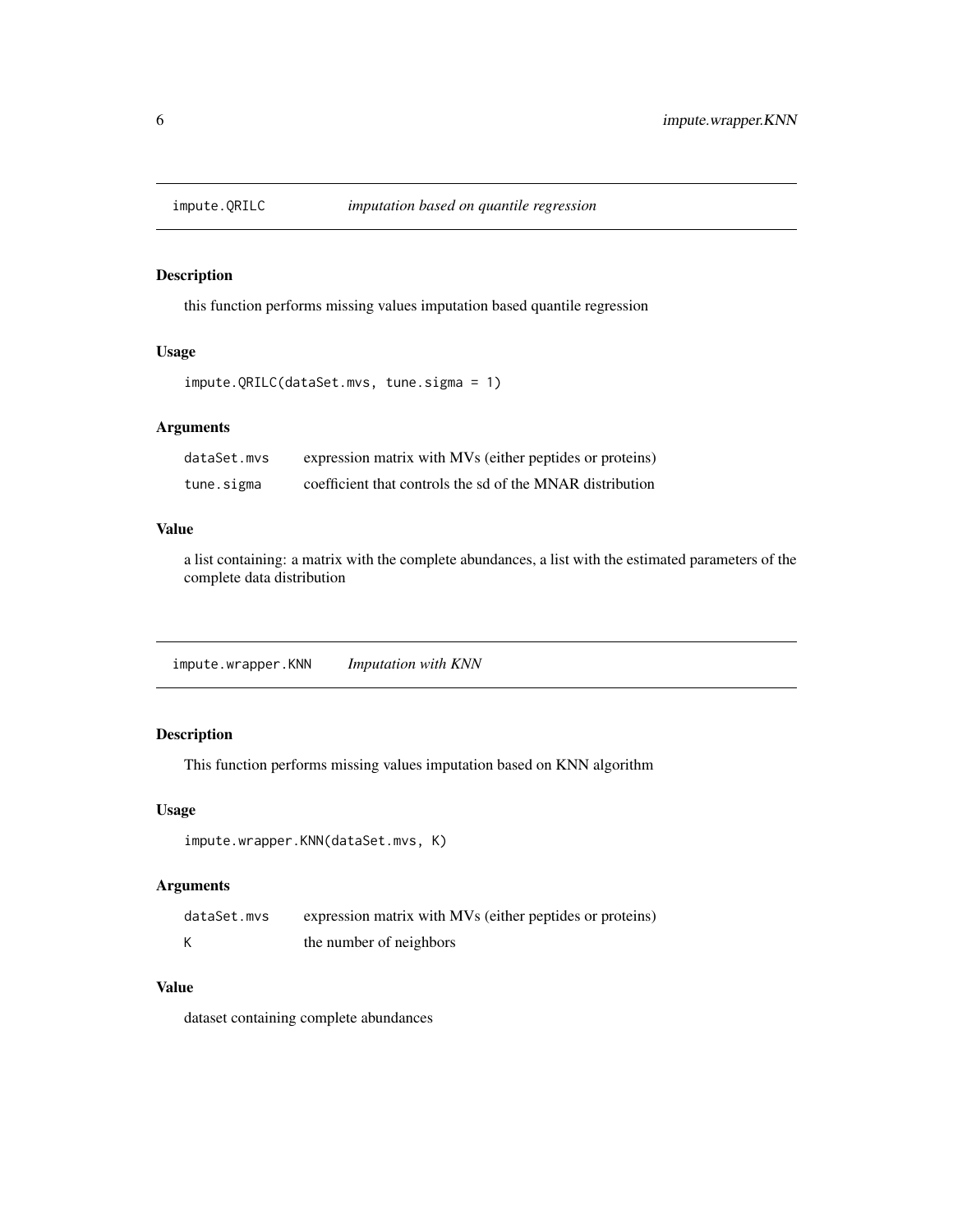## impute.QRILC *imputation based on quantile regression*

### Description

this function performs missing values imputation based quantile regression

### Usage

```
impute.QRILC(dataSet.mvs, tune.sigma = 1)
```

### Arguments

| | |
|---|---|
| dataSet.mvs | expression matrix with MVs (either peptides or proteins) |
| tune.sigma | coefficient that controls the sd of the MNAR distribution |

### Value

a list containing: a matrix with the complete abundances, a list with the estimated parameters of the complete data distribution

## impute.wrapper.KNN *Imputation with KNN*

### Description

This function performs missing values imputation based on KNN algorithm

### Usage

```
impute.wrapper.KNN(dataSet.mvs, K)
```

### Arguments

| | |
|---|---|
| dataSet.mvs | expression matrix with MVs (either peptides or proteins) |
| K | the number of neighbors |

### Value

dataset containing complete abundances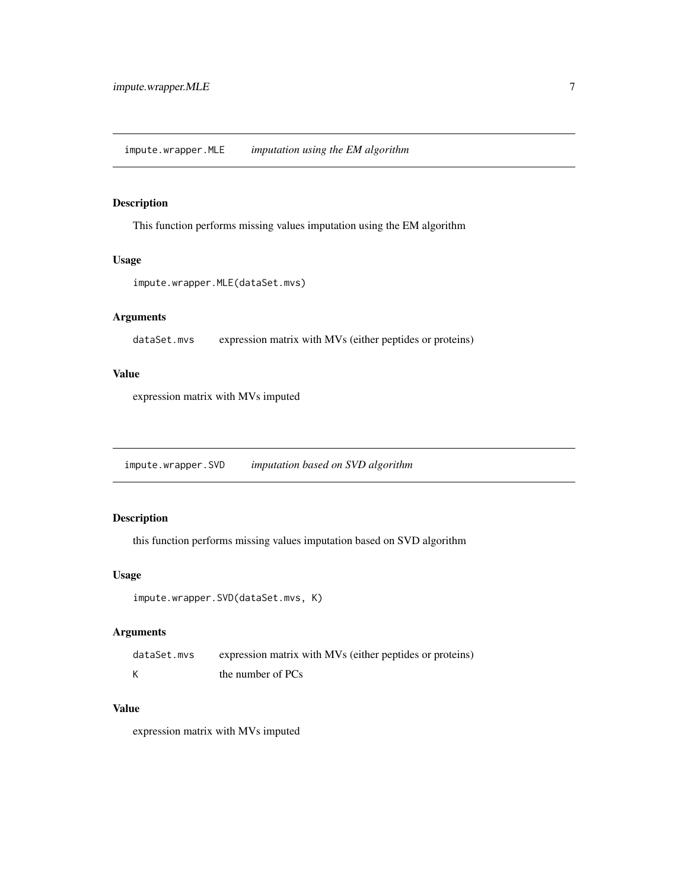## impute.wrapper.MLE *imputation using the EM algorithm*

### Description

This function performs missing values imputation using the EM algorithm

### Usage

```
impute.wrapper.MLE(dataSet.mvs)
```

### Arguments

| | |
|---|---|
| dataSet.mvs | expression matrix with MVs (either peptides or proteins) |

### Value

expression matrix with MVs imputed

## impute.wrapper.SVD *imputation based on SVD algorithm*

### Description

this function performs missing values imputation based on SVD algorithm

### Usage

```
impute.wrapper.SVD(dataSet.mvs, K)
```

### Arguments

| | |
|---|---|
| dataSet.mvs | expression matrix with MVs (either peptides or proteins) |
| K | the number of PCs |

### Value

expression matrix with MVs imputed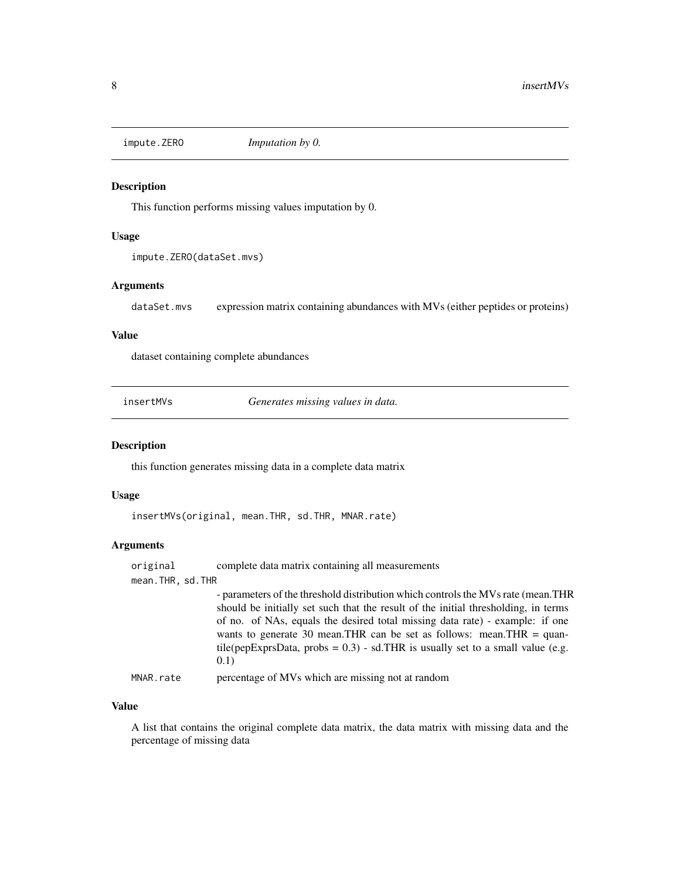## impute.ZERO *Imputation by 0.*

### Description

This function performs missing values imputation by 0.

### Usage

```
impute.ZERO(dataSet.mvs)
```

### Arguments

| | |
|---|---|
| dataSet.mvs | expression matrix containing abundances with MVs (either peptides or proteins) |

### Value

dataset containing complete abundances

## insertMVs *Generates missing values in data.*

### Description

this function generates missing data in a complete data matrix

### Usage

```
insertMVs(original, mean.THR, sd.THR, MNAR.rate)
```

### Arguments

| | |
|---|---|
| original | complete data matrix containing all measurements |
| mean.THR, sd.THR | - parameters of the threshold distribution which controls the MVs rate (mean.THR should be initially set such that the result of the initial thresholding, in terms of no. of NAs, equals the desired total missing data rate) - example: if one wants to generate 30 mean.THR can be set as follows: mean.THR = quantile(pepExprsData, probs = 0.3) - sd.THR is usually set to a small value (e.g. 0.1) |
| MNAR.rate | percentage of MVs which are missing not at random |

### Value

A list that contains the original complete data matrix, the data matrix with missing data and the percentage of missing data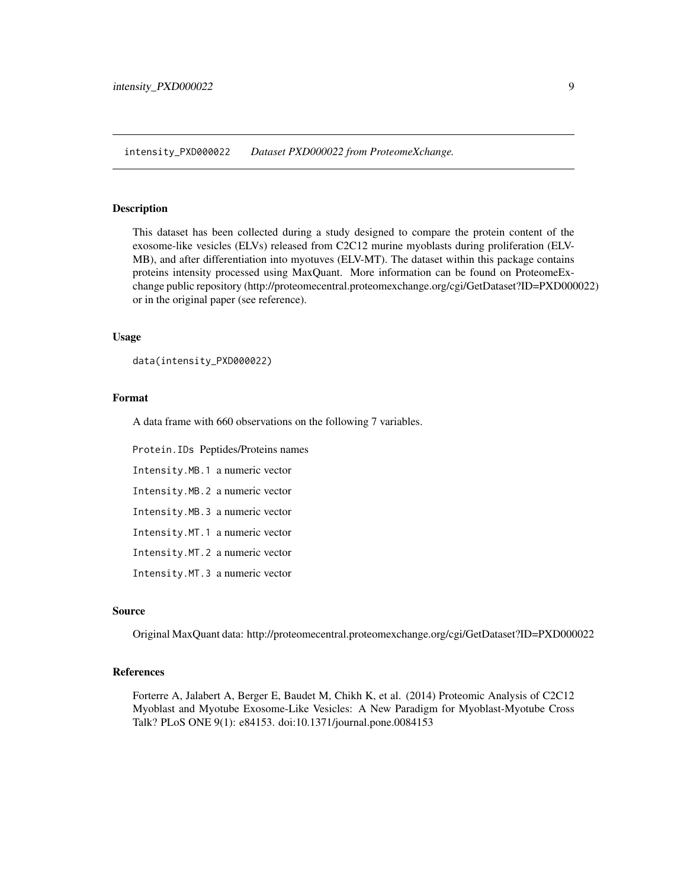# intensity_PXD000022 — *Dataset PXD000022 from ProteomeXchange.*

## Description

This dataset has been collected during a study designed to compare the protein content of the exosome-like vesicles (ELVs) released from C2C12 murine myoblasts during proliferation (ELV-MB), and after differentiation into myotuves (ELV-MT). The dataset within this package contains proteins intensity processed using MaxQuant. More information can be found on ProteomeExchange public repository (http://proteomecentral.proteomexchange.org/cgi/GetDataset?ID=PXD000022) or in the original paper (see reference).

## Usage

```
data(intensity_PXD000022)
```

## Format

A data frame with 660 observations on the following 7 variables.

- `Protein.IDs` Peptides/Proteins names
- `Intensity.MB.1` a numeric vector
- `Intensity.MB.2` a numeric vector
- `Intensity.MB.3` a numeric vector
- `Intensity.MT.1` a numeric vector
- `Intensity.MT.2` a numeric vector
- `Intensity.MT.3` a numeric vector

## Source

Original MaxQuant data: http://proteomecentral.proteomexchange.org/cgi/GetDataset?ID=PXD000022

## References

Forterre A, Jalabert A, Berger E, Baudet M, Chikh K, et al. (2014) Proteomic Analysis of C2C12 Myoblast and Myotube Exosome-Like Vesicles: A New Paradigm for Myoblast-Myotube Cross Talk? PLoS ONE 9(1): e84153. doi:10.1371/journal.pone.0084153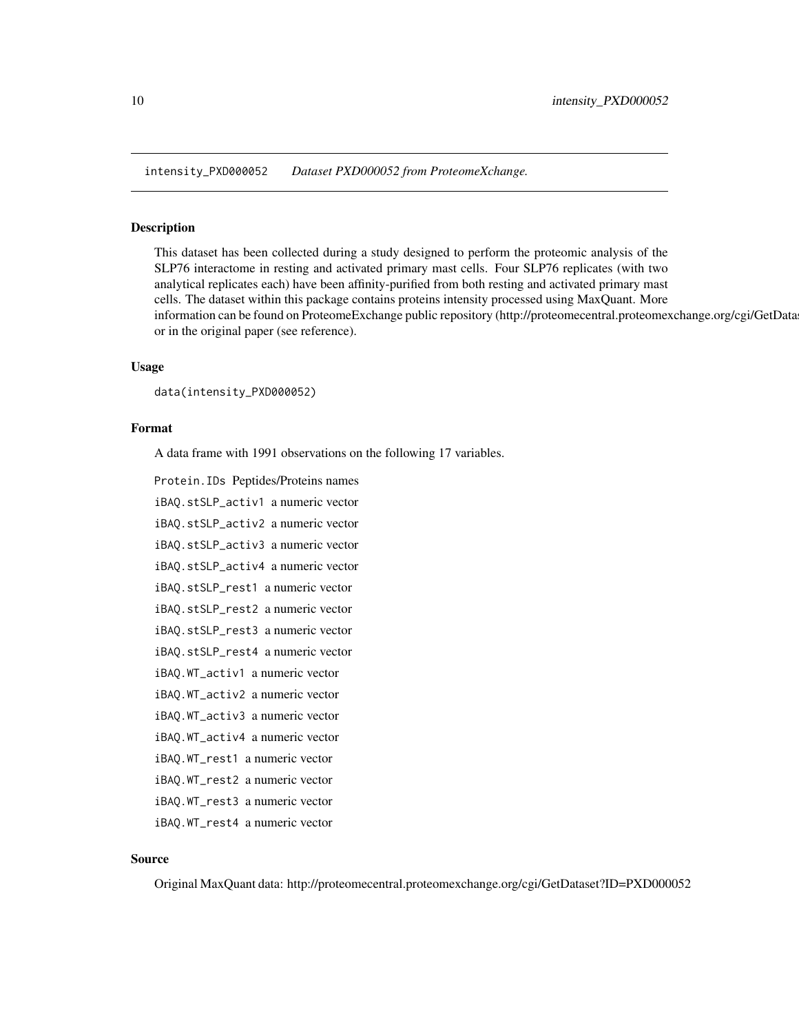intensity_PXD000052 *Dataset PXD000052 from ProteomeXchange.*

## Description

This dataset has been collected during a study designed to perform the proteomic analysis of the SLP76 interactome in resting and activated primary mast cells. Four SLP76 replicates (with two analytical replicates each) have been affinity-purified from both resting and activated primary mast cells. The dataset within this package contains proteins intensity processed using MaxQuant. More information can be found on ProteomeExchange public repository (http://proteomecentral.proteomexchange.org/cgi/GetDatas or in the original paper (see reference).

## Usage

```
data(intensity_PXD000052)
```

## Format

A data frame with 1991 observations on the following 17 variables.

`Protein.IDs` Peptides/Proteins names

`iBAQ.stSLP_activ1` a numeric vector

`iBAQ.stSLP_activ2` a numeric vector

`iBAQ.stSLP_activ3` a numeric vector

`iBAQ.stSLP_activ4` a numeric vector

`iBAQ.stSLP_rest1` a numeric vector

`iBAQ.stSLP_rest2` a numeric vector

`iBAQ.stSLP_rest3` a numeric vector

`iBAQ.stSLP_rest4` a numeric vector

`iBAQ.WT_activ1` a numeric vector

`iBAQ.WT_activ2` a numeric vector

`iBAQ.WT_activ3` a numeric vector

`iBAQ.WT_activ4` a numeric vector

`iBAQ.WT_rest1` a numeric vector

`iBAQ.WT_rest2` a numeric vector

`iBAQ.WT_rest3` a numeric vector

`iBAQ.WT_rest4` a numeric vector

## Source

Original MaxQuant data: http://proteomecentral.proteomexchange.org/cgi/GetDataset?ID=PXD000052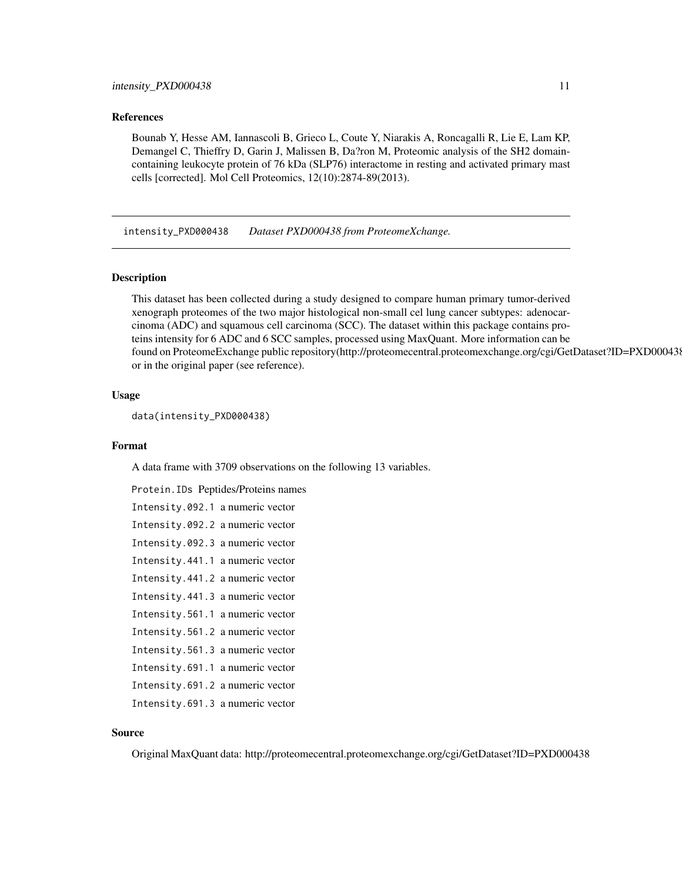### References

Bounab Y, Hesse AM, Iannascoli B, Grieco L, Coute Y, Niarakis A, Roncagalli R, Lie E, Lam KP, Demangel C, Thieffry D, Garin J, Malissen B, Da?ron M, Proteomic analysis of the SH2 domain-containing leukocyte protein of 76 kDa (SLP76) interactome in resting and activated primary mast cells [corrected]. Mol Cell Proteomics, 12(10):2874-89(2013).

---

## intensity_PXD000438 *Dataset PXD000438 from ProteomeXchange.*

---

### Description

This dataset has been collected during a study designed to compare human primary tumor-derived xenograph proteomes of the two major histological non-small cel lung cancer subtypes: adenocarcinoma (ADC) and squamous cell carcinoma (SCC). The dataset within this package contains proteins intensity for 6 ADC and 6 SCC samples, processed using MaxQuant. More information can be found on ProteomeExchange public repository(http://proteomecentral.proteomexchange.org/cgi/GetDataset?ID=PXD000438 or in the original paper (see reference).

### Usage

```
data(intensity_PXD000438)
```

### Format

A data frame with 3709 observations on the following 13 variables.

`Protein.IDs` Peptides/Proteins names

`Intensity.092.1` a numeric vector

`Intensity.092.2` a numeric vector

`Intensity.092.3` a numeric vector

`Intensity.441.1` a numeric vector

`Intensity.441.2` a numeric vector

`Intensity.441.3` a numeric vector

`Intensity.561.1` a numeric vector

`Intensity.561.2` a numeric vector

`Intensity.561.3` a numeric vector

`Intensity.691.1` a numeric vector

`Intensity.691.2` a numeric vector

`Intensity.691.3` a numeric vector

### Source

Original MaxQuant data: http://proteomecentral.proteomexchange.org/cgi/GetDataset?ID=PXD000438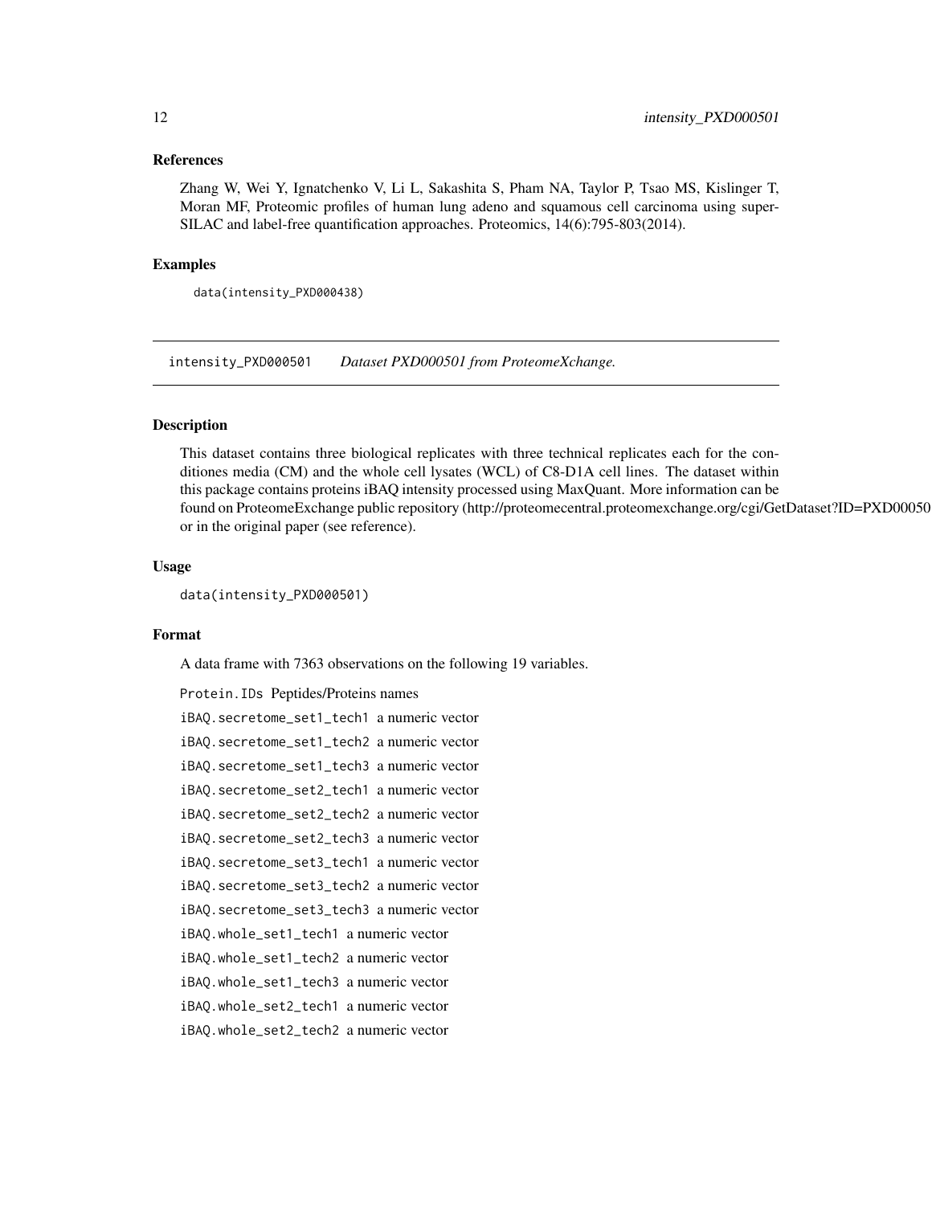### References

Zhang W, Wei Y, Ignatchenko V, Li L, Sakashita S, Pham NA, Taylor P, Tsao MS, Kislinger T, Moran MF, Proteomic profiles of human lung adeno and squamous cell carcinoma using super-SILAC and label-free quantification approaches. Proteomics, 14(6):795-803(2014).

### Examples

```
data(intensity_PXD000438)
```

## intensity_PXD000501 *Dataset PXD000501 from ProteomeXchange.*

### Description

This dataset contains three biological replicates with three technical replicates each for the conditiones media (CM) and the whole cell lysates (WCL) of C8-D1A cell lines. The dataset within this package contains proteins iBAQ intensity processed using MaxQuant. More information can be found on ProteomeExchange public repository (http://proteomecentral.proteomexchange.org/cgi/GetDataset?ID=PXD00050 or in the original paper (see reference).

### Usage

```
data(intensity_PXD000501)
```

### Format

A data frame with 7363 observations on the following 19 variables.

`Protein.IDs` Peptides/Proteins names

`iBAQ.secretome_set1_tech1` a numeric vector

`iBAQ.secretome_set1_tech2` a numeric vector

`iBAQ.secretome_set1_tech3` a numeric vector

`iBAQ.secretome_set2_tech1` a numeric vector

`iBAQ.secretome_set2_tech2` a numeric vector

`iBAQ.secretome_set2_tech3` a numeric vector

`iBAQ.secretome_set3_tech1` a numeric vector

`iBAQ.secretome_set3_tech2` a numeric vector

`iBAQ.secretome_set3_tech3` a numeric vector

`iBAQ.whole_set1_tech1` a numeric vector

`iBAQ.whole_set1_tech2` a numeric vector

`iBAQ.whole_set1_tech3` a numeric vector

`iBAQ.whole_set2_tech1` a numeric vector

`iBAQ.whole_set2_tech2` a numeric vector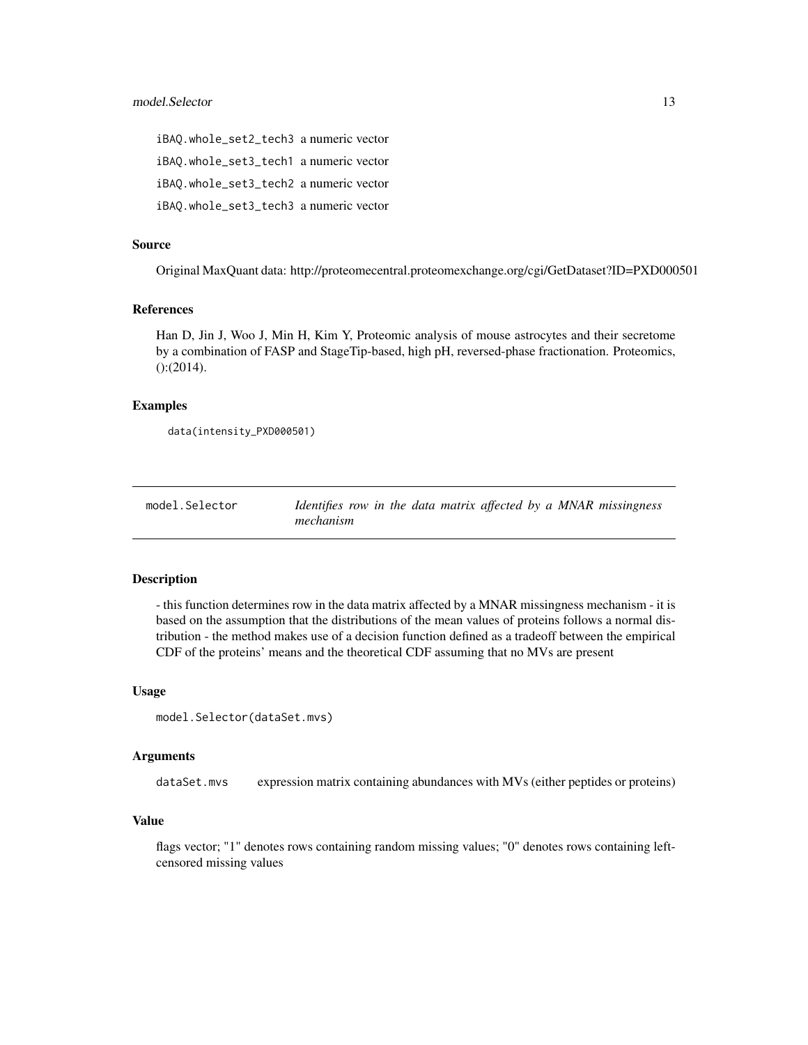iBAQ.whole_set2_tech3 a numeric vector

iBAQ.whole_set3_tech1 a numeric vector

iBAQ.whole_set3_tech2 a numeric vector

iBAQ.whole_set3_tech3 a numeric vector

### Source

Original MaxQuant data: http://proteomecentral.proteomexchange.org/cgi/GetDataset?ID=PXD000501

### References

Han D, Jin J, Woo J, Min H, Kim Y, Proteomic analysis of mouse astrocytes and their secretome by a combination of FASP and StageTip-based, high pH, reversed-phase fractionation. Proteomics, ():(2014).

### Examples

```
data(intensity_PXD000501)
```

---

## model.Selector *Identifies row in the data matrix affected by a MNAR missingness mechanism*

---

### Description

- this function determines row in the data matrix affected by a MNAR missingness mechanism - it is based on the assumption that the distributions of the mean values of proteins follows a normal distribution - the method makes use of a decision function defined as a tradeoff between the empirical CDF of the proteins' means and the theoretical CDF assuming that no MVs are present

### Usage

```
model.Selector(dataSet.mvs)
```

### Arguments

| | |
|---|---|
| dataSet.mvs | expression matrix containing abundances with MVs (either peptides or proteins) |

### Value

flags vector; "1" denotes rows containing random missing values; "0" denotes rows containing left-censored missing values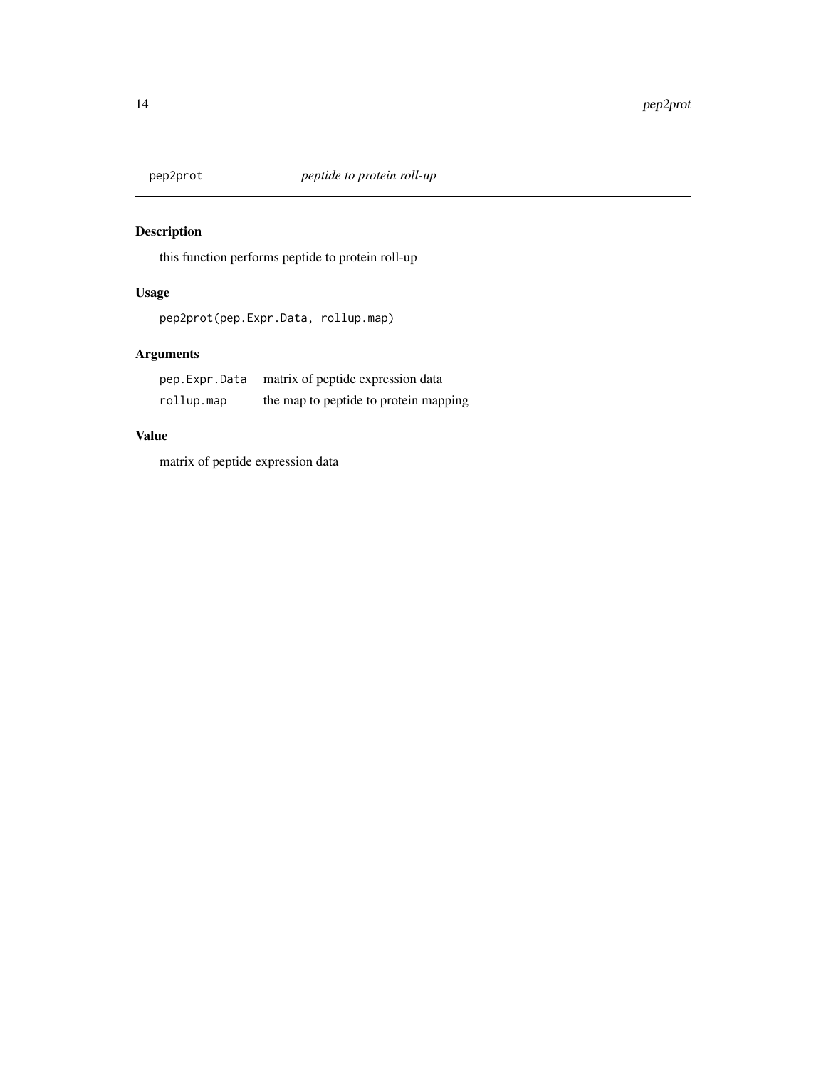pep2prot *peptide to protein roll-up*

## Description

this function performs peptide to protein roll-up

## Usage

```
pep2prot(pep.Expr.Data, rollup.map)
```

## Arguments

| | |
|---|---|
| pep.Expr.Data | matrix of peptide expression data |
| rollup.map | the map to peptide to protein mapping |

## Value

matrix of peptide expression data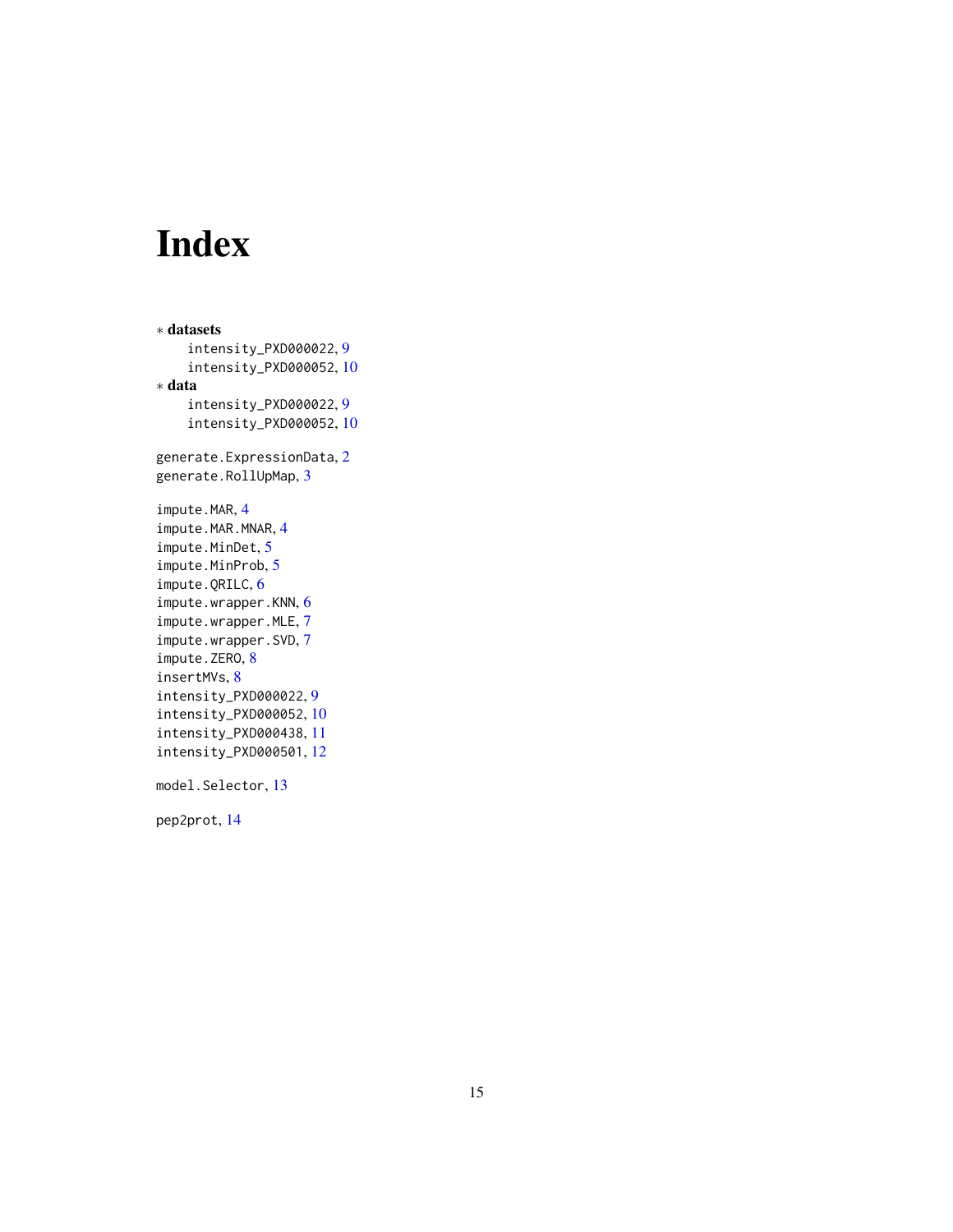# Index

∗ **datasets**
  intensity_PXD000022, 9
  intensity_PXD000052, 10

∗ **data**
  intensity_PXD000022, 9
  intensity_PXD000052, 10

generate.ExpressionData, 2
generate.RollUpMap, 3

impute.MAR, 4
impute.MAR.MNAR, 4
impute.MinDet, 5
impute.MinProb, 5
impute.QRILC, 6
impute.wrapper.KNN, 6
impute.wrapper.MLE, 7
impute.wrapper.SVD, 7
impute.ZERO, 8
insertMVs, 8
intensity_PXD000022, 9
intensity_PXD000052, 10
intensity_PXD000438, 11
intensity_PXD000501, 12

model.Selector, 13

pep2prot, 14